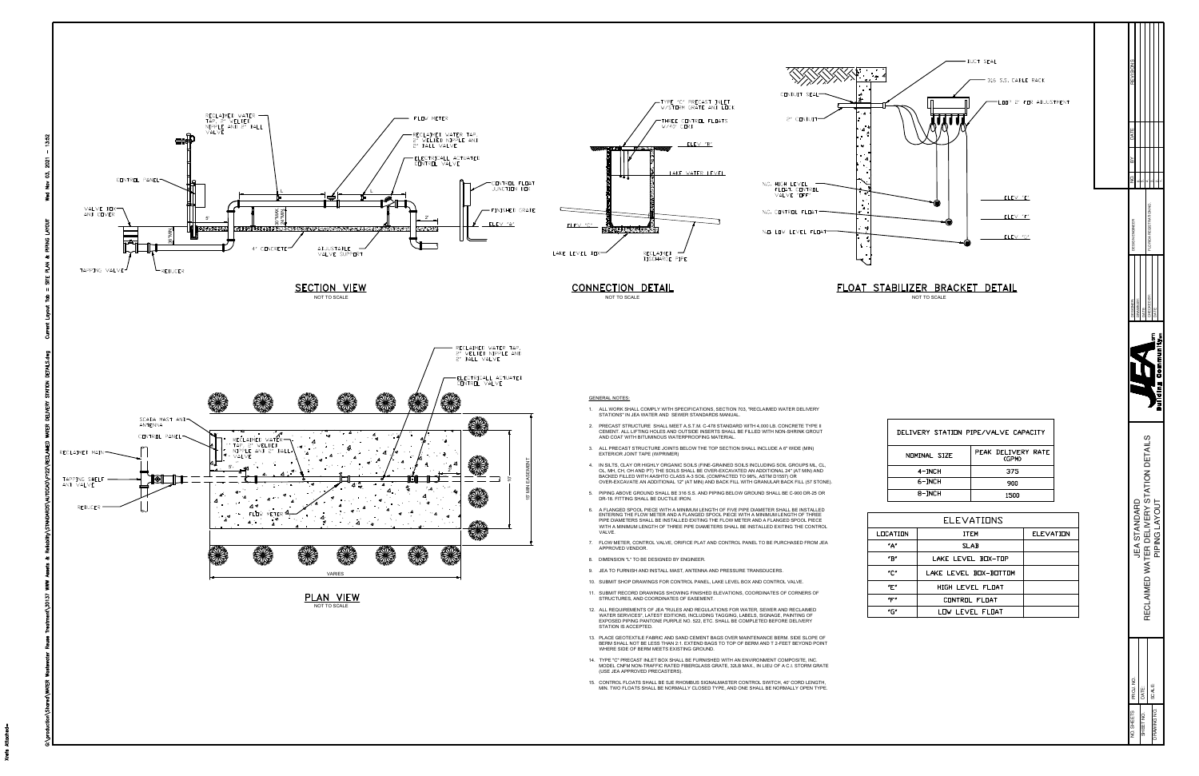## SECTION VIEW

NOT TO SCALE

RECLAIMED WATER TAP, 2" WELDED NIPPLE AND 2" BALL VALVE

FLOW METER

REDUCED WATER TAP, 2" WELDED NIPPLE AND 2" BALL VALVE

ELECTRICALLY ACTUATED CONTROL VALVE

CONTROL FLOAT JUNCTION BOX

FINISHED GRADE

ELEV "A"

CONTROL PANEL

VALVE BOX AND COVER

TAPPING VALVE

REDUCER

4" CONCRETE

ADJUSTABLE VALVE SUPPORT

## CONNECTION DETAIL

NOT TO SCALE

TYPE "C" PRECAST INLET W/STORM GRATE AND LOCK

THREE CONTROL FLOATS W/40' CORD

ELEV "B"

LAKE WATER LEVEL

ELEV "C"

LAKE LEVEL BOX

RECLAIMED DISCHARGE PIPE

## FLOAT STABILIZER BRACKET DETAIL

NOT TO SCALE

DUCT SEAL

316 S.S. CABLE RACK

LOOP 2' FOR ADJUSTMENT

CONDUIT SEAL

2" CONDUIT

N.C. HIGH LEVEL FLOAT, CONTROL VALVE "OFF"

N.C. CONTROL FLOAT

N.O. LOW LEVEL FLOAT

ELEV "E"

ELEV "F"

ELEV "G"

## PLAN VIEW

NOT TO SCALE

RECLAIMED WATER TAP, 2" WELDED NIPPLE AND 2" BALL VALVE

ELECTRICALLY ACTUATED CONTROL VALVE

SCADA MAST AND ANTENNA

CONTROL PANEL

RECLAIMED MAIN

RECLAIMED WATER TAP, 2" WELDED NIPPLE AND 2" BALL VALVE

FLOW METER

TAPPING SHELF AND VALVE

REDUCER

15' MIN EASEMENT

VARIES

GENERAL NOTES:

1. ALL WORK SHALL COMPLY WITH SPECIFICATIONS, SECTION 703, "RECLAIMED WATER DELIVERY STATIONS" IN JEA WATER AND SEWER STANDARDS MANUAL.
2. PRECAST STRUCTURE SHALL MEET A.S.T.M. C-478 STANDARD WITH 4,000 LB. CONCRETE TYPE II CEMENT. ALL LIFTING HOLES AND OUTSIDE INSERTS SHALL BE FILLED WITH NON-SHRINK GROUT AND COAT WITH BITUMINOUS WATERPROOFING MATERIAL.
3. ALL PRECAST STRUCTURE JOINTS BELOW THE TOP SECTION SHALL INCLUDE A 6" WIDE (MIN) EXTERIOR JOINT TAPE (W/PRIMER)
4. IN SILTS, CLAY OR HIGHLY ORGANIC SOILS (FINE-GRAINED SOILS INCLUDING SOIL GROUPS ML, CL, OL, MH, CH, OH AND PT) THE SOILS SHALL BE OVER-EXCAVATED AN ADDITIONAL 24" (AT MIN) AND BACKED FILLED WITH AASHTO CLASS A-3 SOIL (COMPACTED TO 98%, ASTM D1557) OR OVER-EXCAVATE AN ADDITIONAL 12" (AT MIN) AND BACK FILL WITH GRANULAR BACK FILL (57 STONE).
5. PIPING ABOVE GROUND SHALL BE 316 S.S. AND PIPING BELOW GROUND SHALL BE C-900 DR-25 OR DR-18. FITTING SHALL BE DUCTILE IRON.
6. A FLANGED SPOOL PIECE WITH A MINIMUM LENGTH OF FIVE PIPE DIAMETER SHALL BE INSTALLED ENTERING THE FLOW METER AND A FLANGED SPOOL PIECE WITH A MINIMUM LENGTH OF THREE PIPE DIAMETERS SHALL BE INSTALLED EXITING THE FLOW METER AND A FLANGED SPOOL PIECE WITH A MINIMUM LENGTH OF THREE PIPE DIAMETERS SHALL BE INSTALLED EXITING THE CONTROL VALVE.
7. FLOW METER, CONTROL VALVE, ORIFICE PLAT AND CONTROL PANEL TO BE PURCHASED FROM JEA APPROVED VENDOR.
8. DIMENSION "L" TO BE DESIGNED BY ENGINEER.
9. JEA TO FURNISH AND INSTALL MAST, ANTENNA AND PRESSURE TRANSDUCERS.
10. SUBMIT SHOP DRAWINGS FOR CONTROL PANEL, LAKE LEVEL BOX AND CONTROL VALVE.
11. SUBMIT RECORD DRAWINGS SHOWING FINISHED ELEVATIONS, COORDINATES OF CORNERS OF STRUCTURES, AND COORDINATES OF EASEMENT.
12. ALL REQUIREMENTS OF JEA "RULES AND REGULATIONS FOR WATER, SEWER AND RECLAIMED WATER SERVICES", LATEST EDITIONS, INCLUDING TAGGING, LABELS, SIGNAGE, PAINTING OF EXPOSED PIPING PANTONE PURPLE NO. 522, ETC. SHALL BE COMPLETED BEFORE DELIVERY STATION IS ACCEPTED.
13. PLACE GEOTEXTILE FABRIC AND SAND CEMENT BAGS OVER MAINTENANCE BERM. SIDE SLOPE OF BERM SHALL NOT BE LESS THAN 2:1. EXTEND BAGS TO TOP OF BERM AND T 2-FEET BEYOND POINT WHERE SIDE OF BERM MEETS EXISTING GROUND.
14. TYPE "C" PRECAST INLET BOX SHALL BE FURNISHED WITH AN ENVIRONMENT COMPOSITE, INC. MODEL CNFM NON-TRAFFIC RATED FIBERGLASS GRATE, 32LB MAX., IN LIEU OF A C.I. STORM GRATE (USE JEA APPROVED PRECASTERS).
15. CONTROL FLOATS SHALL BE SJE RHOMBUS SIGNALMASTER CONTROL SWITCH, 40' CORD LENGTH, MIN. TWO FLOATS SHALL BE NORMALLY CLOSED TYPE, AND ONE SHALL BE NORMALLY OPEN TYPE.

| DELIVERY STATION PIPE/VALVE CAPACITY | |
|---|---|
| NOMINAL SIZE | PEAK DELIVERY RATE (GPM) |
| 4-INCH | 375 |
| 6-INCH | 900 |
| 8-INCH | 1500 |

| ELEVATIONS | | |
|---|---|---|
| LOCATION | ITEM | ELEVATION |
| "A" | SLAB | |
| "B" | LAKE LEVEL BOX-TOP | |
| "C" | LAKE LEVEL BOX-BOTTOM | |
| "E" | HIGH LEVEL FLOAT | |
| "F" | CONTROL FLOAT | |
| "G" | LOW LEVEL FLOAT | |

JEA Building Community

JEA STANDARD
RECLAIMED WATER DELIVERY STATION DETAILS
PIPING LAYOUT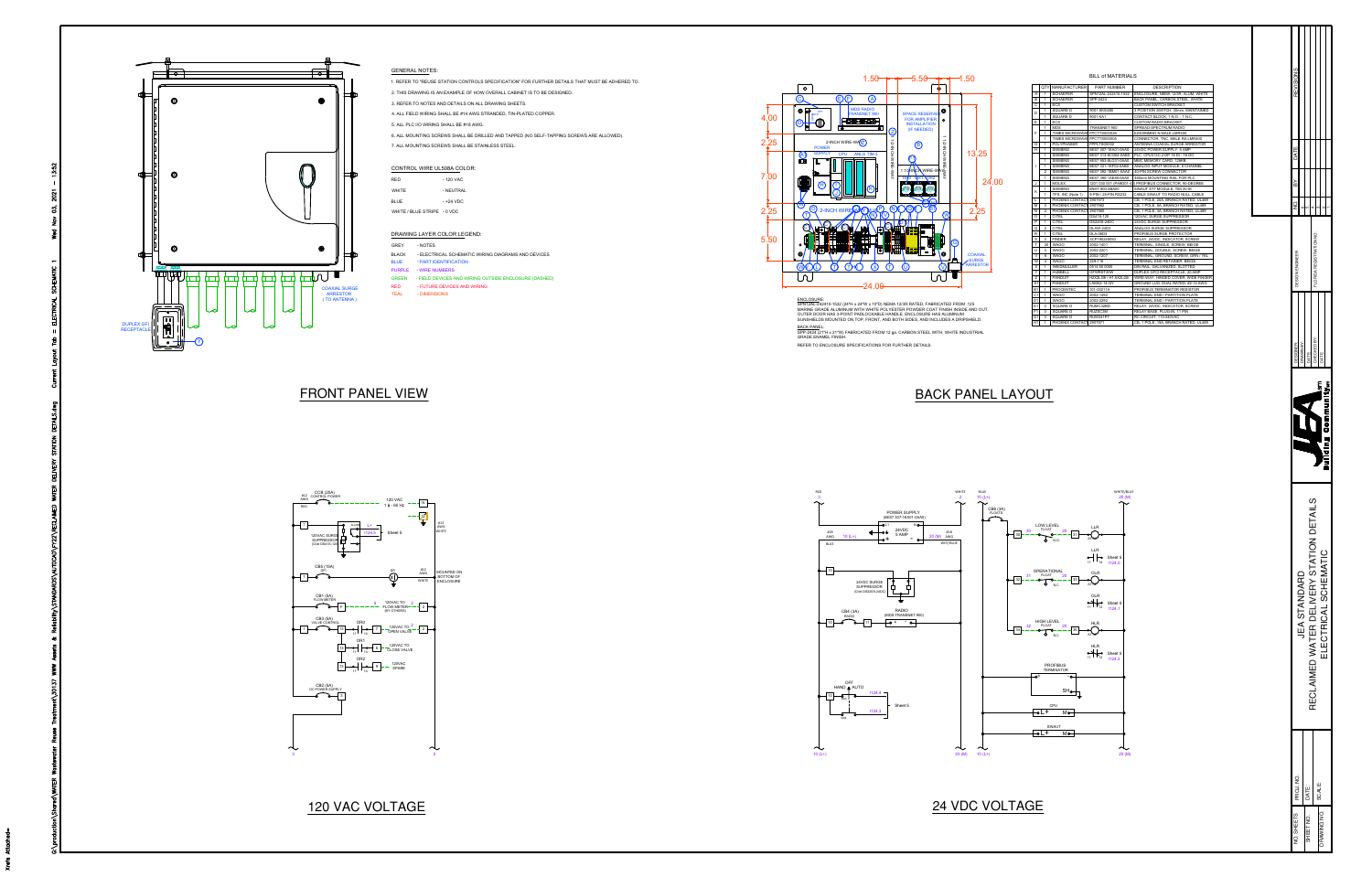## GENERAL NOTES:

1. REFER TO "REUSE STATION CONTROLS SPECIFICATION" FOR FURTHER DETAILS THAT MUST BE ADHERED TO.
2. THIS DRAWING IS AN EXAMPLE OF HOW OVERALL CABINET IS TO BE DESIGNED.
3. REFER TO NOTES AND DETAILS ON ALL DRAWING SHEETS.
4. ALL FIELD WIRING SHALL BE #14 AWG STRANDED, TIN-PLATED COPPER.
5. ALL PLC I/O WIRING SHALL BE #18 AWG.
6. ALL MOUNTING SCREWS SHALL BE DRILLED AND TAPPED (NO SELF-TAPPING SCREWS ARE ALLOWED).
7. ALL MOUNTING SCREWS SHALL BE STAINLESS STEEL.

## CONTROL WIRE UL508A COLOR:

| | |
|---|---|
| RED | - 120 VAC |
| WHITE | - NEUTRAL |
| BLUE | - +24 VDC |
| WHITE / BLUE STRIPE | - 0 VDC |

## DRAWING LAYER COLOR LEGEND:

| | |
|---|---|
| GREY | - NOTES |
| BLACK | - ELECTRICAL SCHEMATIC WIRING DIAGRAMS AND DEVICES |
| BLUE | - PART IDENTIFICATION |
| PURPLE | - WIRE NUMBERS |
| GREEN | - FIELD DEVICES AND WIRING OUTSIDE ENCLOSURE (DASHED) |
| RED | - FUTURE DEVICES AND WIRING |
| TEAL | - DIMENSIONS |

## BILL of MATERIALS

| | QTY | MANUFACTURER | PART NUMBER | DESCRIPTION |
|---|---|---|---|---|
| A | 1 | SCHAEFER | SPECIAL 242410-1532 | ENCLOSURE, NEMA 12/3R, ALUM, WHITE |
| B | 1 | SCHAEFER | SPP-2424 | BACK PANEL, CARBON STEEL, WHITE |
| C | 1 | BCS | | CUSTOM SWITCH BRACKET |
| D | 1 | SQUARE D | 9001 SKS43B | 3 POSITION SWITCH, 30mm, MAINTAINED |
| | 1 | SQUARE D | 9001 KA1 | CONTACT BLOCK, 1 N.O. - 1 N.C. |
| E | 1 | BCS | | CUSTOM RADIO BRACKET |
| | 1 | MDS | TRANSNET 900 | SPREAD SPECTRUM RADIO |
| F | 1 | TIMES MICROWAVE | FPCT1000026 | 5200/SMA/MS-N MALE LMR400 |
| | 1 | TIMES MICROWAVE | FPCT5000005 | CONNECTOR, TNC MALE RA LMR400 |
| G | 1 | POLYPHASER | FPPL7800002 | ANTENNA COAXIAL SURGE ARRESTOR |
| H | 1 | SIEMENS | 6ES7 307-1EA01-0AA0 | 24VDC POWER SUPPLY, 5 AMP |
| | 1 | SIEMENS | 6ES7 315-6CD84-0AB0 | PLC, CPU 315-2 DP 15 DI / 16 DO |
| | 1 | SIEMENS | 6ES7 953-8LG11-0AA0 | MMC MEMORY CARD, 128KB |
| I | 1 | SIEMENS | 6ES7 331-7KF02-0AB0 | ANALOG INPUT MODULE, 8 CHANNEL |
| | 2 | SIEMENS | 6ES7 392-1BM01-0AA0 | 40 PIN SCREW CONNECTOR |
| | 1 | SIEMENS | 6ES7 390-1AE80-0AA0 | 530mm MOUNTING RAIL FOR PLC |
| J | 1 | MOLEX | 1201 035 021 (PM00S-H) | PROFIBUS CONNECTOR, 90-DEGREE |
| | 1 | SIEMENS | 6GK7 400-3BA00 | SINAUT ST7 MODULE, TIM 3V-IE |
| | 1 | TP.S. INC (Note 1) | 9-PIN / 25-PIN RS232 | CABLE SINAUT TO RADIO NULL CABLE |
| K | 1 | PHOENIX CONTACT | 2907521 | CB, 1 POLE, 20A, BRANCH RATED, UL489 |
| M | 5 | PHOENIX CONTACT | 2907560 | CB, 1 POLE, 3A, BRANCH RATED, UL489 |
| N | 1 | PHOENIX CONTACT | 2907566 | CB, 1 POLE, 15A, BRANCH RATED, UL489 |
| O | 1 | CITEL | DS41S-120 | 120VAC SURGE SUPPRESSOR |
| P | 1 | CITEL | DS220S-24DC | 24VDC SURGE SUPPRESSOR |
| Q | 2 | CITEL | DLA-Z-24D3 | ANALOG SURGE SUPPRESSOR |
| R | 1 | CITEL | DLA-06D3 | PROFIBUS SURGE PROTECTOR |
| S | 2 | FINDER | 4C.P1.9.024.0050 | RELAY, 24VDC, INDICATOR, SCREW |
| T | 26 | WAGO | 2002-1201 | TERMINAL, SINGLE, SCREW, BEIGE |
| U | 6 | WAGO | 2002-2201 | TERMINAL, DOUBLE, SCREW, BEIGE |
| V | 4 | WAGO | 2002-1207 | TERMINAL, GROUND, SCREW, GRN / YEL |
| W | 8 | WAGO | 249-116 | TERMINAL, END RETAINER, BEIGE |
| X | 1 | WEIDMULLER | 0514 50 0000 | DIN RAIL, GALVANIZED, SLOTTED |
| Y | 1 | HUBBELL | GFR5362SW | DUPLEX GFCI RECEPTACLE, 20 AMP |
| Z | 1 | PANDUIT | G2X2LG6 / G1.5X2LG6 | WIRE WAY, HINGED COVER, WIDE FINGER |
| A1 | 1 | PANDUIT | LAMA2-14-Q/Y | GROUND LUG, DUAL RATED, #2-14 AWG |
| B1 | 1 | PROCENTEC | 101-00211A | PROFIBUS TERMINATOR RESISTOR |
| C1 | 1 | WAGO | 2002-1292 | TERMINAL END / PARTITION PLATE |
| D1 | 1 | WAGO | 2002-2292 | TERMINAL END / PARTITION PLATE |
| E1 | 3 | SQUARE D | RUMC32BD | RELAY, 24VDC, INDICATOR, SCREW |
| F1 | 3 | SQUARE D | RUZSC3M | RELAY BASE, PLUG-IN, 11 PIN |
| G1 | 3 | SQUARE D | RUW241P7 | RC CIRCUIT, 110-240VAC |
| H1 | 1 | PHOENIX CONTACT | 2907571 | CB, 1 POLE, 16A, BRANCH RATED, UL489 |

ENCLOSURE:
SPECIAL 242410-1532 (24"H x 24"W x 10"D) NEMA 12/3R RATED, FABRICATED FROM .125 MARINE GRADE ALUMINUM WITH WHITE POLYESTER POWDER COAT FINISH INSIDE AND OUT. OUTER DOOR HAS 3-POINT PADLOCKABLE HANDLE. ENCLOSURE HAS ALUMINUM SUNSHIELDS MOUNTED ON TOP, FRONT, AND BOTH SIDES, AND INCLUDES A DRIPSHIELD.

BACK PANEL:
SPP-2424 (21"H x 21"W) FABRICATED FROM 12 ga. CARBON STEEL WITH, WHITE INDUSTRIAL GRADE ENAMEL FINISH.

REFER TO ENCLOSURE SPECIFICATIONS FOR FURTHER DETAILS.

DUPLEX GFI RECEPTACLE

COAXIAL SURGE ARRESTOR (TO ANTENNA)

# FRONT PANEL VIEW

# BACK PANEL LAYOUT

# 120 VAC VOLTAGE

# 24 VDC VOLTAGE

JEA STANDARD
RECLAIMED WATER DELIVERY STATION DETAILS
ELECTRICAL SCHEMATIC

JEA Building Community

REVISIONS

| NO. | BY | DATE |
|---|---|---|
| | | |

DESIGN ENGINEER
FLORIDA REGISTRATION NO.

DESIGNER:
DRAWN:
DATE:
CHECKED BY:
DATE:

PROJ. NO.:
DATE:
SCALE:

NO. SHEETS:
SHEET NO.:
DRAWING NO.: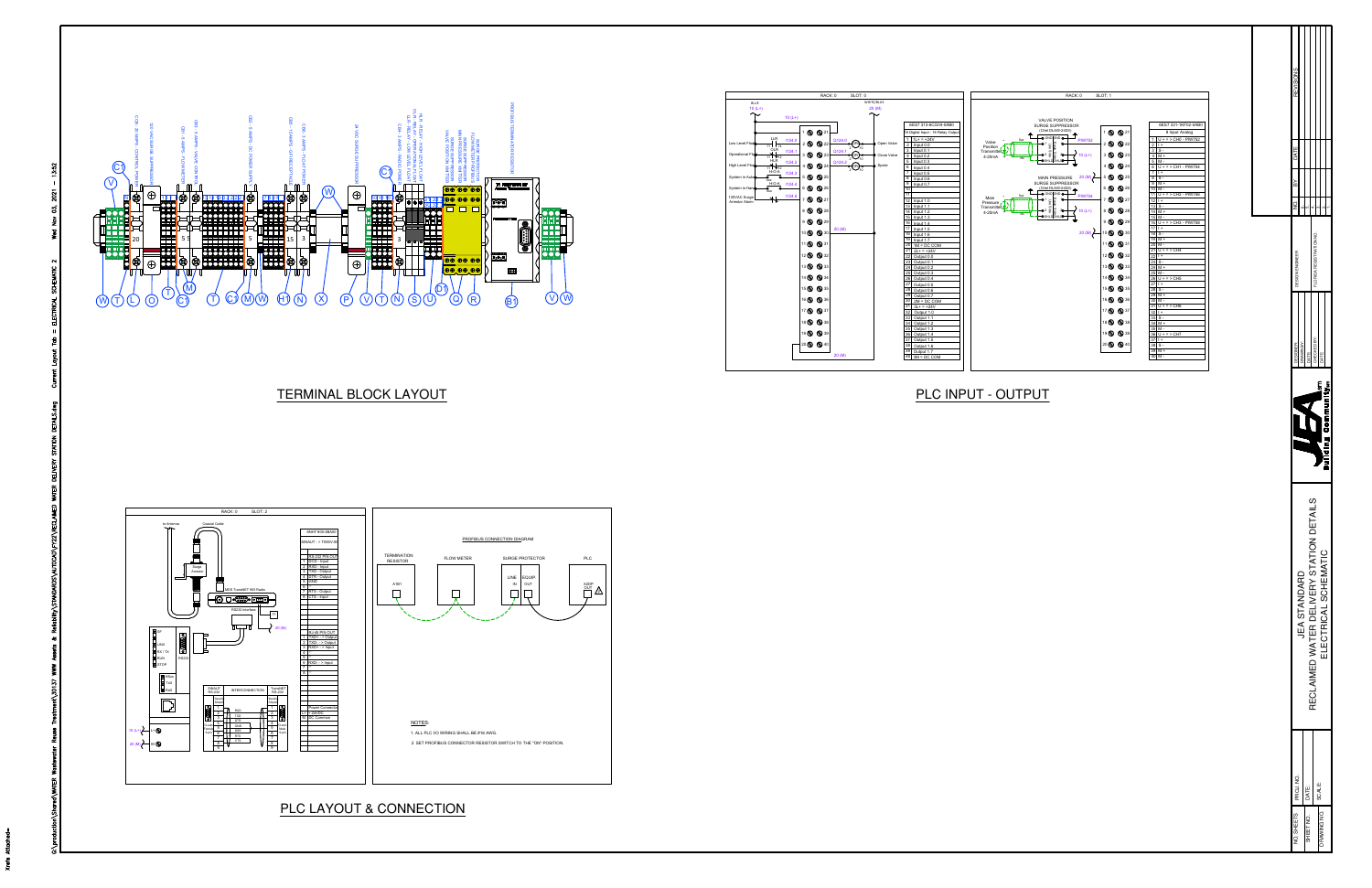# TERMINAL BLOCK LAYOUT

# PLC INPUT - OUTPUT

RACK: 0 SLOT: 0

| 6ES7 313-6CG04-0AB0 |
|---|
| 16 Digital Input / 16 Relay Output |
| 1 L+ = +24V |
| 2 Input 0.0 |
| 3 Input 0.1 |
| 4 Input 0.2 |
| 5 Input 0.3 |
| 6 Input 0.4 |
| 7 Input 0.5 |
| 8 Input 0.6 |
| 9 Input 0.7 |
| 10 |
| 11 |
| 12 Input 1.0 |
| 13 Input 1.1 |
| 14 Input 1.2 |
| 15 Input 1.3 |
| 16 Input 1.4 |
| 17 Input 1.5 |
| 18 Input 1.6 |
| 19 Input 1.7 |
| 20 1M = DC COM |
| 21 2L+ = +24V |
| 22 Output 0.0 |
| 23 Output 0.1 |
| 24 Output 0.2 |
| 25 Output 0.3 |
| 26 Output 0.4 |
| 27 Output 0.5 |
| 28 Output 0.6 |
| 29 Output 0.7 |
| 30 2M = DC COM |
| 31 3L+ = +24V |
| 32 Output 1.0 |
| 33 Output 1.1 |
| 34 Output 1.2 |
| 35 Output 1.3 |
| 36 Output 1.4 |
| 37 Output 1.5 |
| 38 Output 1.6 |
| 39 Output 1.7 |
| 40 3M = DC COM |

Inputs: Low Level Float, Operational Float, High Level Float, System in Auto, System in Hand, 120VAC Surge Arrestor Alarm. Outputs: Open Valve, Close Valve, Spare.

RACK: 0 SLOT: 1

| 6ES7 331-7KF02-0AB0 |
|---|
| 8 Input Analog |
| 1 U + = > CH0 - PIS752 |
| 2 I + |
| 3 S - |
| 4 M + |
| 5 M - |
| 6 U + = > CH1 - PIS754 |
| 7 I + |
| 8 S - |
| 9 M + |
| 10 M - |
| 11 U + = > CH2 - PIS756 |
| 12 I + |
| 13 S - |
| 14 M + |
| 15 M - |
| 16 U + = > CH3 - PIS758 |
| 17 I + |
| 18 S - |
| 19 M + |
| 20 M - |
| 21 U + = > CH4 |
| 22 I + |
| 23 S - |
| 24 M + |
| 25 M - |
| 26 U + = > CH5 |
| 27 I + |
| 28 S - |
| 29 M + |
| 30 M - |
| 31 U + = > CH6 |
| 32 I + |
| 33 S - |
| 34 M + |
| 35 M - |
| 36 U + = > CH7 |
| 37 I + |
| 38 S - |
| 39 M + |
| 40 M - |

VALVE POSITION SURGE SUPPRESSOR (Citel DLA#12-2DS) — Valve Position Transmitter 4-20mA — PIS752

MAIN PRESSURE SURGE SUPPRESSOR (Citel DLA#12-2DS) — Main Pressure Transmitter 4-20mA — PIS754

# PLC LAYOUT & CONNECTION

RACK: 0 SLOT: 2

SM/IT 6GS-56A6Y — CP/AUT -> TX6SN UT

MDS TransNET 900 Radio — RS232 Interface

# PROFIBUS CONNECTION DIAGRAM

TERMINATION RESISTOR — FLOW METER — SURGE PROTECTOR (LINE IN / EQUIP OUT) — PLC (X2DP OUT)

NOTES:

1. ALL PLC I/O WIRING SHALL BE #16 AWG.
2. SET PROFIBUS CONNECTOR RESISTOR SWITCH TO THE "ON" POSITION.

JEA STANDARD
RECLAIMED WATER DELIVERY STATION DETAILS
ELECTRICAL SCHEMATIC

JEA Building Community

REVISIONS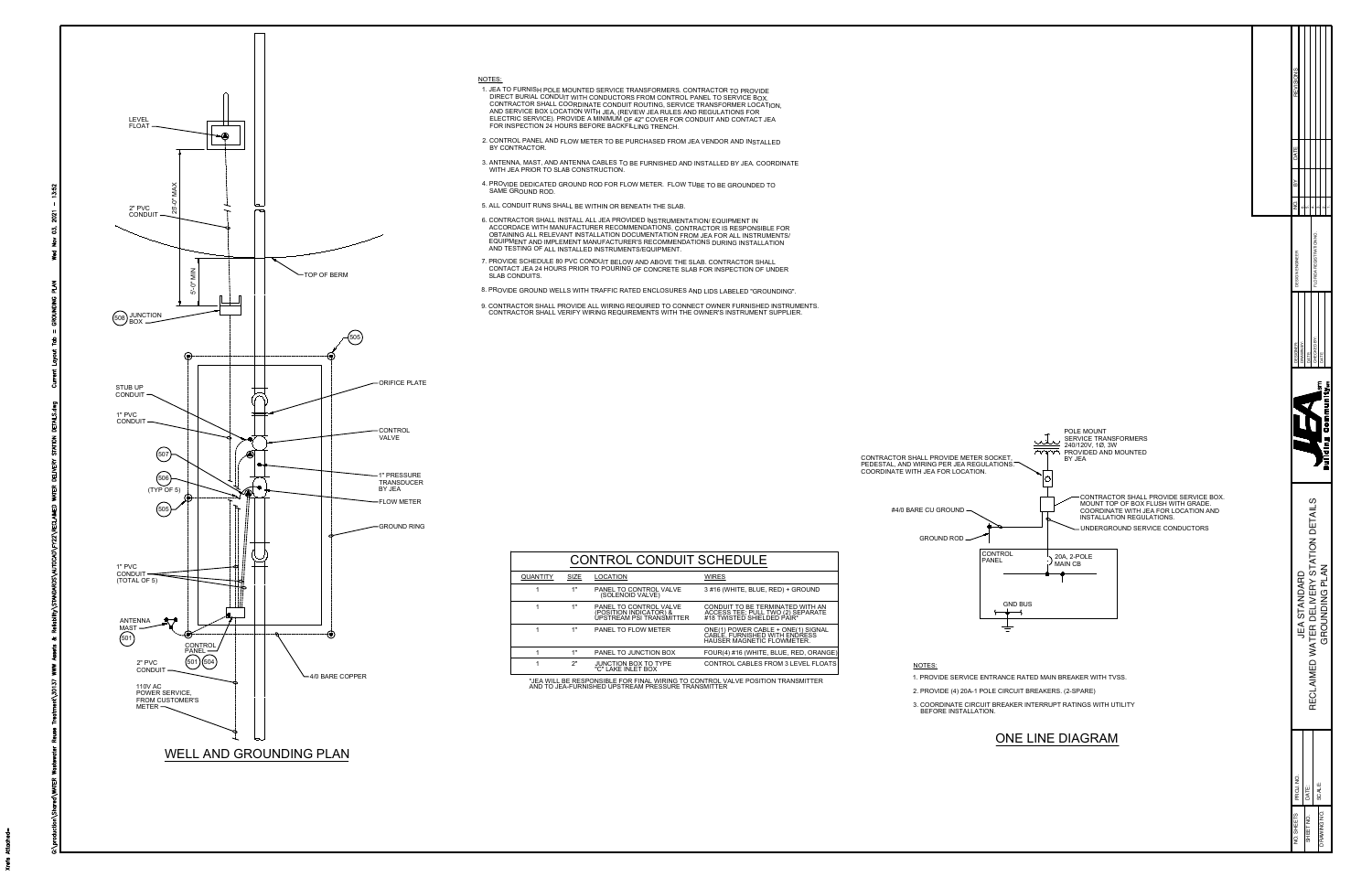## NOTES:

1. JEA TO FURNISH POLE MOUNTED SERVICE TRANSFORMERS. CONTRACTOR TO PROVIDE DIRECT BURIAL CONDUIT WITH CONDUCTORS FROM CONTROL PANEL TO SERVICE BOX. CONTRACTOR SHALL COORDINATE CONDUIT ROUTING, SERVICE TRANSFORMER LOCATION, AND SERVICE BOX LOCATION WITH JEA. (REVIEW JEA RULES AND REGULATIONS FOR ELECTRIC SERVICE). PROVIDE A MINIMUM OF 42" COVER FOR CONDUIT AND CONTACT JEA FOR INSPECTION 24 HOURS BEFORE BACKFILLING TRENCH.
2. CONTROL PANEL AND FLOW METER TO BE PURCHASED FROM JEA VENDOR AND INSTALLED BY CONTRACTOR.
3. ANTENNA, MAST, AND ANTENNA CABLES TO BE FURNISHED AND INSTALLED BY JEA. COORDINATE WITH JEA PRIOR TO SLAB CONSTRUCTION.
4. PROVIDE DEDICATED GROUND ROD FOR FLOW METER. FLOW TUBE TO BE GROUNDED TO SAME GROUND ROD.
5. ALL CONDUIT RUNS SHALL BE WITHIN OR BENEATH THE SLAB.
6. CONTRACTOR SHALL INSTALL ALL JEA PROVIDED INSTRUMENTATION/ EQUIPMENT IN ACCORDACE WITH MANUFACTURER RECOMMENDATIONS. CONTRACTOR IS RESPONSIBLE FOR OBTAINING ALL RELEVANT INSTALLATION DOCUMENTATION FROM JEA FOR ALL INSTRUMENTS/ EQUIPMENT AND IMPLEMENT MANUFACTURER'S RECOMMENDATIONS DURING INSTALLATION AND TESTING OF ALL INSTALLED INSTRUMENTS/EQUIPMENT.
7. PROVIDE SCHEDULE 80 PVC CONDUIT BELOW AND ABOVE THE SLAB. CONTRACTOR SHALL CONTACT JEA 24 HOURS PRIOR TO POURING OF CONCRETE SLAB FOR INSPECTION OF UNDER SLAB CONDUITS.
8. PROVIDE GROUND WELLS WITH TRAFFIC RATED ENCLOSURES AND LIDS LABELED "GROUNDING".
9. CONTRACTOR SHALL PROVIDE ALL WIRING REQUIRED TO CONNECT OWNER FURNISHED INSTRUMENTS. CONTRACTOR SHALL VERIFY WIRING REQUIREMENTS WITH THE OWNER'S INSTRUMENT SUPPLIER.

LEVEL FLOAT
2" PVC CONDUIT
25'-0" MAX
5'-0" MIN.
TOP OF BERM
(508) JUNCTION BOX
(505)
STUB UP CONDUIT
1" PVC CONDUIT
ORIFICE PLATE
CONTROL VALVE
(507)
(506) (TYP OF 5)
1" PRESSURE TRANSDUCER BY JEA
(505)
FLOW METER
GROUND RING
1" PVC CONDUIT (TOTAL OF 5)
ANTENNA MAST
(501)
CONTROL PANEL
2" PVC CONDUIT
(501) (504)
4/0 BARE COPPER
110V AC POWER SERVICE, FROM CUSTOMER'S METER

## WELL AND GROUNDING PLAN

## CONTROL CONDUIT SCHEDULE

| QUANTITY | SIZE | LOCATION | WIRES |
|---|---|---|---|
| 1 | 1" | PANEL TO CONTROL VALVE (SOLENOID VALVE) | 3 #16 (WHITE, BLUE, RED) + GROUND |
| 1 | 1" | PANEL TO CONTROL VALVE (POSITION INDICATOR) & UPSTREAM PSI TRANSMITTER | CONDUIT TO BE TERMINATED WITH AN ACCESS TEE; PULL TWO (2) SEPARATE #18 TWISTED SHIELDED PAIR* |
| 1 | 1" | PANEL TO FLOW METER | ONE(1) POWER CABLE + ONE(1) SIGNAL CABLE. FURNISHED WITH ENDRESS HAUSER MAGNETIC FLOWMETER. |
| 1 | 1" | PANEL TO JUNCTION BOX | FOUR(4) #16 (WHITE, BLUE, RED, ORANGE) |
| 1 | 2" | JUNCTION BOX TO TYPE "C" LAKE INLET BOX | CONTROL CABLES FROM 3 LEVEL FLOATS |

*JEA WILL BE RESPONSIBLE FOR FINAL WIRING TO CONTROL VALVE POSITION TRANSMITTER AND TO JEA-FURNISHED UPSTREAM PRESSURE TRANSMITTER

POLE MOUNT SERVICE TRANSFORMERS 240/120V, 1Ø, 3W PROVIDED AND MOUNTED BY JEA
CONTRACTOR SHALL PROVIDE METER SOCKET, PEDESTAL, AND WIRING PER JEA REGULATIONS. COORDINATE WITH JEA FOR LOCATION.
CONTRACTOR SHALL PROVIDE SERVICE BOX. MOUNT TOP OF BOX FLUSH WITH GRADE. COORDINATE WITH JEA FOR LOCATION AND INSTALLATION REGULATIONS.
#4/0 BARE CU GROUND
UNDERGROUND SERVICE CONDUCTORS
GROUND ROD
CONTROL PANEL
20A, 2-POLE MAIN CB
GND BUS

## NOTES:

1. PROVIDE SERVICE ENTRANCE RATED MAIN BREAKER WITH TVSS.
2. PROVIDE (4) 20A-1 POLE CIRCUIT BREAKERS. (2-SPARE)
3. COORDINATE CIRCUIT BREAKER INTERRUPT RATINGS WITH UTILITY BEFORE INSTALLATION.

## ONE LINE DIAGRAM

JEA STANDARD
RECLAIMED WATER DELIVERY STATION DETAILS
GROUNDING PLAN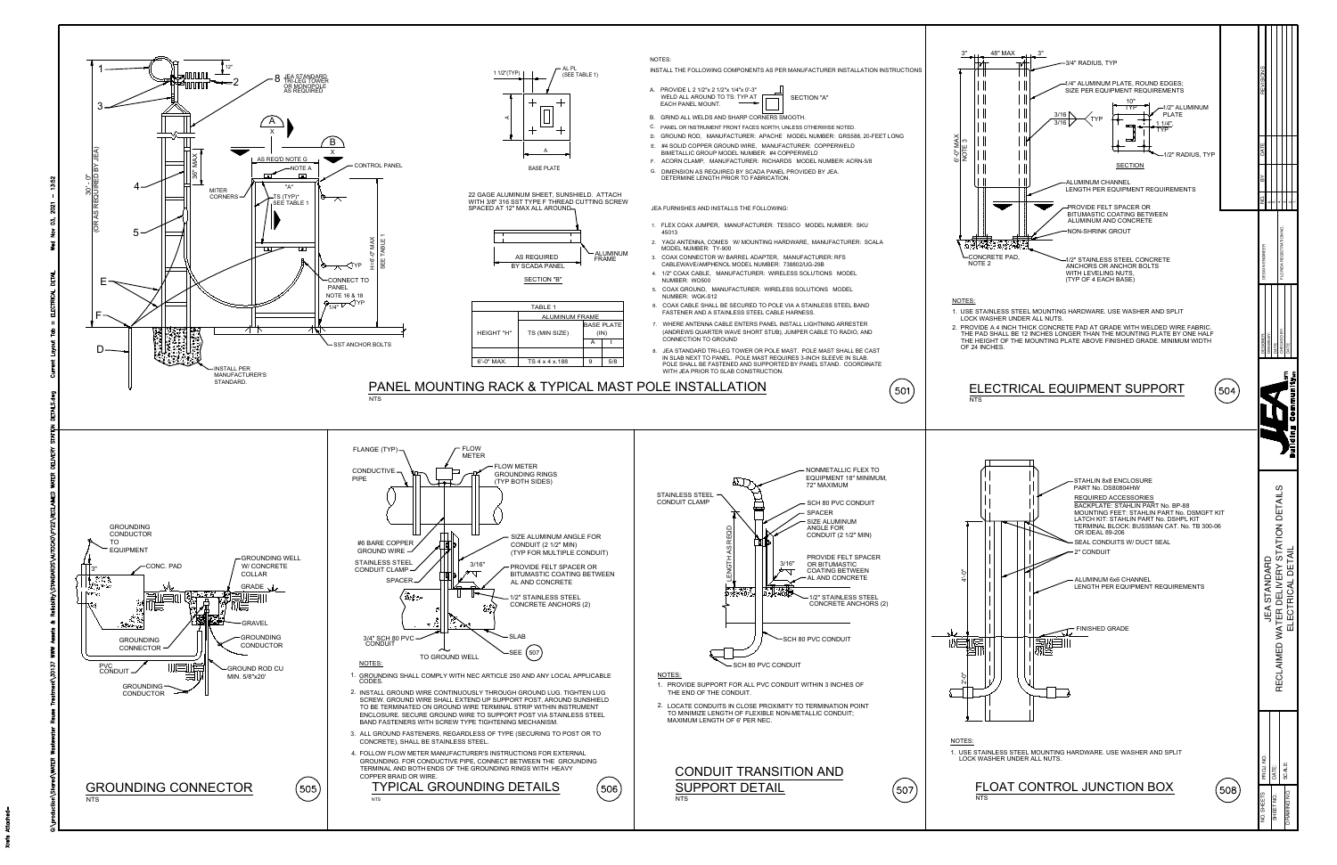## PANEL MOUNTING RACK & TYPICAL MAST POLE INSTALLATION

NTS (501)

1, 2, 3, 4, 5, E, F, D

8 JEA STANDARD TRI-LEG TOWER OR MONOPOLE AS REQUIRED

30'-0" (OR AS REQUIRED BY JEA)

12"

36" MAX

AS REQ'D NOTE G

NOTE A

"A"

MITER CORNERS

TS (TYP)* SEE TABLE 1

CONTROL PANEL

H=6'-0" MAX SEE TABLE 1

CONNECT TO PANEL NOTE 16 & 18

1/4" TYP

SST ANCHOR BOLTS

INSTALL PER MANUFACTURER'S STANDARD.

1 1/2"(TYP)

AL PL (SEE TABLE 1)

BASE PLATE

22 GAGE ALUMINUM SHEET, SUNSHIELD. ATTACH WITH 3/8" 316 SST TYPE F THREAD CUTTING SCREW SPACED AT 12" MAX ALL AROUND.

AS REQUIRED BY SCADA PANEL

ALUMINUM FRAME

SECTION "B"

| TABLE 1 | | | |
|---|---|---|---|
| HEIGHT "H" | ALUMINUM FRAME | | |
| | TS (MIN SIZE) | BASE PLATE (IN) | |
| | | A | t |
| 6'-0" MAX. | TS 4 x 4 x.188 | 9 | 5/8 |

NOTES:

INSTALL THE FOLLOWING COMPONENTS AS PER MANUFACTURER INSTALLATION INSTRUCTIONS

A. PROVIDE L 2 1/2"x 2 1/2"x 1/4"x 0'-3" WELD ALL AROUND TO TS: TYP AT EACH PANEL MOUNT. SECTION "A"
B. GRIND ALL WELDS AND SHARP CORNERS SMOOTH.
C. PANEL OR INSTRUMENT FRONT FACES NORTH, UNLESS OTHERWISE NOTED.
D. GROUND ROD, MANUFACTURER: APACHE MODEL NUMBER: GRS588, 20-FEET LONG
E. #4 SOLID COPPER GROUND WIRE, MANUFACTURER: COPPERWELD BIMETALLIC GROUP MODEL NUMBER: #4 COPPERWELD
F. ACORN CLAMP, MANUFACTURER: RICHARDS MODEL NUMBER: ACRN-5/8
G. DIMENSION AS REQUIRED BY SCADA PANEL PROVIDED BY JEA. DETERMINE LENGTH PRIOR TO FABRICATION.

JEA FURNISHES AND INSTALLS THE FOLLOWING:

1. FLEX COAX JUMPER, MANUFACTURER: TESSCO MODEL NUMBER: SKU 45013
2. YAGI ANTENNA, COMES W/ MOUNTING HARDWARE, MANUFACTURER: SCALA MODEL NUMBER: TY-900
3. COAX CONNECTOR W/ BARREL ADAPTER, MANUFACTURER: RFS CABLEWAVE/AMPHENOL MODEL NUMBER: 738802/UG-29B
4. 1/2" COAX CABLE, MANUFACTURER: WIRELESS SOLUTIONS MODEL NUMBER: WO500
5. COAX GROUND, MANUFACTURER: WIRELESS SOLUTIONS MODEL NUMBER: WGK-512
6. COAX CABLE SHALL BE SECURED TO POLE VIA A STAINLESS STEEL BAND FASTENER AND A STAINLESS STEEL CABLE HARNESS.
7. WHERE ANTENNA CABLE ENTERS PANEL INSTALL LIGHTNING ARRESTER (ANDREWS QUARTER WAVE SHORT STUB), JUMPER CABLE TO RADIO, AND CONNECTION TO GROUND
8. JEA STANDARD TRI-LEG TOWER OR POLE MAST. POLE MAST SHALL BE CAST IN SLAB NEXT TO PANEL. POLE MAST REQUIRES 3-INCH SLEEVE IN SLAB. POLE SHALL BE FASTENED AND SUPPORTED BY PANEL STAND. COORDINATE WITH JEA PRIOR TO SLAB CONSTRUCTION.

## ELECTRICAL EQUIPMENT SUPPORT

NTS (504)

3", 48" MAX, 3"

6'-0" MAX NOTE 3

3/4" RADIUS, TYP

1/4" ALUMINUM PLATE, ROUND EDGES; SIZE PER EQUIPMENT REQUIREMENTS

10" TYP

1/2" ALUMINUM PLATE

1 1/4" TYP

3/16 TYP

1/2" RADIUS, TYP

SECTION

ALUMINUM CHANNEL LENGTH PER EQUIPMENT REQUIREMENTS

PROVIDE FELT SPACER OR BITUMASTIC COATING BETWEEN ALUMINUM AND CONCRETE

NON-SHRINK GROUT

CONCRETE PAD, NOTE 2

1/2" STAINLESS STEEL CONCRETE ANCHORS OR ANCHOR BOLTS WITH LEVELING NUTS, (TYP OF 4 EACH BASE)

NOTES:

1. USE STAINLESS STEEL MOUNTING HARDWARE. USE WASHER AND SPLIT LOCK WASHER UNDER ALL NUTS.
2. PROVIDE A 4 INCH THICK CONCRETE PAD AT GRADE WITH WELDED WIRE FABRIC. THE PAD SHALL BE 12 INCHES LONGER THAN THE MOUNTING PLATE BY ONE HALF THE HEIGHT OF THE MOUNTING PLATE ABOVE FINISHED GRADE. MINIMUM WIDTH OF 24 INCHES.

## GROUNDING CONNECTOR

NTS (505)

GROUNDING CONDUCTOR TO EQUIPMENT

3"

CONC. PAD

GROUNDING WELL W/ CONCRETE COLLAR

GRADE

GRAVEL

GROUNDING CONNECTOR

GROUNDING CONDUCTOR

PVC CONDUIT

GROUND ROD CU MIN. 5/8"x20'

GROUNDING CONDUCTOR

## TYPICAL GROUNDING DETAILS

NTS (506)

FLANGE (TYP)

FLOW METER

CONDUCTIVE PIPE

FLOW METER GROUNDING RINGS (TYP BOTH SIDES)

#6 BARE COPPER GROUND WIRE

STAINLESS STEEL CONDUIT CLAMP

SPACER

3/16"

SIZE ALUMINUM ANGLE FOR CONDUIT (2 1/2" MIN) (TYP FOR MULTIPLE CONDUIT)

PROVIDE FELT SPACER OR BITUMASTIC COATING BETWEEN AL AND CONCRETE

1/2" STAINLESS STEEL CONCRETE ANCHORS (2)

SLAB

SEE (507)

3/4" SCH 80 PVC CONDUIT

TO GROUND WELL

NOTES:

1. GROUNDING SHALL COMPLY WITH NEC ARTICLE 250 AND ANY LOCAL APPLICABLE CODES.
2. INSTALL GROUND WIRE CONTINUOUSLY THROUGH GROUND LUG. TIGHTEN LUG SCREW. GROUND WIRE SHALL EXTEND UP SUPPORT POST, AROUND SUNSHIELD TO BE TERMINATED ON GROUND WIRE TERMINAL STRIP WITHIN INSTRUMENT ENCLOSURE. SECURE GROUND WIRE TO SUPPORT POST VIA STAINLESS STEEL BAND FASTENERS WITH SCREW TYPE TIGHTENING MECHANISM.
3. ALL GROUND FASTENERS, REGARDLESS OF TYPE (SECURING TO POST OR TO CONCRETE), SHALL BE STAINLESS STEEL.
4. FOLLOW FLOW METER MANUFACTURER'S INSTRUCTIONS FOR EXTERNAL GROUNDING. FOR CONDUCTIVE PIPE, CONNECT BETWEEN THE GROUNDING TERMINAL AND BOTH ENDS OF THE GROUNDING RINGS WITH HEAVY COPPER BRAID OR WIRE.

## CONDUIT TRANSITION AND SUPPORT DETAIL

NTS (507)

STAINLESS STEEL CONDUIT CLAMP

NONMETALLIC FLEX TO EQUIPMENT 18" MINIMUM, 72" MAXIMUM

SCH 80 PVC CONDUIT

SPACER

SIZE ALUMINUM ANGLE FOR CONDUIT (2 1/2" MIN)

LENGTH AS REQ'D

3/16"

PROVIDE FELT SPACER OR BITUMASTIC COATING BETWEEN AL AND CONCRETE

1/2" STAINLESS STEEL CONCRETE ANCHORS (2)

SCH 80 PVC CONDUIT

SCH 80 PVC CONDUIT

NOTES:

1. PROVIDE SUPPORT FOR ALL PVC CONDUIT WITHIN 3 INCHES OF THE END OF THE CONDUIT.
2. LOCATE CONDUITS IN CLOSE PROXIMITY TO TERMINATION POINT TO MINIMIZE LENGTH OF FLEXIBLE NON-METALLIC CONDUIT; MAXIMUM LENGTH OF 6' PER NEC.

## FLOAT CONTROL JUNCTION BOX

NTS (508)

STAHLIN 8x8 ENCLOSURE PART No. DS80804HW

REQUIRED ACCESSORIES
BACKPLATE: STAHLIN PART No. BP-88
MOUNTING FEET: STAHLIN PART No. DSMGFT KIT
LATCH KIT: STAHLIN PART No. DSHPL KIT
TERMINAL BLOCK: BUSSMAN CAT. No. TB 300-06 OR IDEAL 89-206

SEAL CONDUITS W/ DUCT SEAL

2" CONDUIT

4'-0"

ALUMINUM 6x6 CHANNEL LENGTH PER EQUIPMENT REQUIREMENTS

FINISHED GRADE

2'-0"

NOTES:

1. USE STAINLESS STEEL MOUNTING HARDWARE. USE WASHER AND SPLIT LOCK WASHER UNDER ALL NUTS.

JEA Building Community

JEA STANDARD
RECLAIMED WATER DELIVERY STATION DETAILS
ELECTRICAL DETAIL